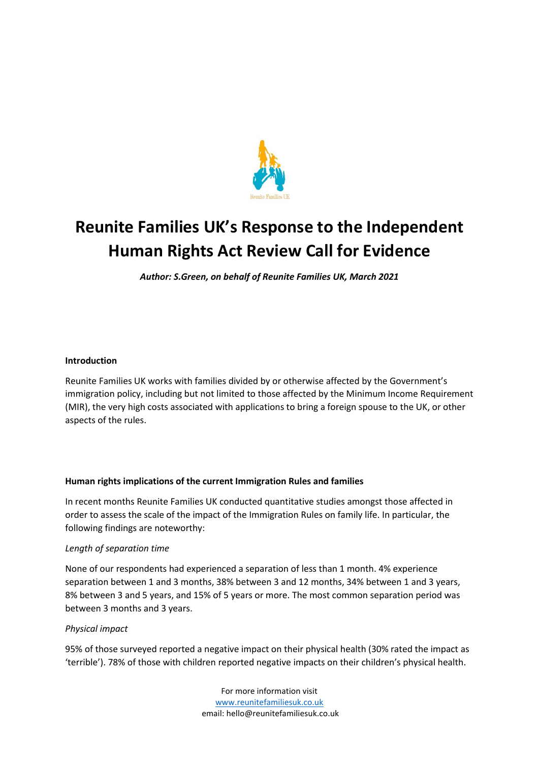# Reunite Families UK's Response to the Independent Human Rights Act Review Call for Evidence

***Author: S.Green, on behalf of Reunite Families UK, March 2021***

**Introduction**

Reunite Families UK works with families divided by or otherwise affected by the Government's immigration policy, including but not limited to those affected by the Minimum Income Requirement (MIR), the very high costs associated with applications to bring a foreign spouse to the UK, or other aspects of the rules.

**Human rights implications of the current Immigration Rules and families**

In recent months Reunite Families UK conducted quantitative studies amongst those affected in order to assess the scale of the impact of the Immigration Rules on family life. In particular, the following findings are noteworthy:

*Length of separation time*

None of our respondents had experienced a separation of less than 1 month. 4% experience separation between 1 and 3 months, 38% between 3 and 12 months, 34% between 1 and 3 years, 8% between 3 and 5 years, and 15% of 5 years or more. The most common separation period was between 3 months and 3 years.

*Physical impact*

95% of those surveyed reported a negative impact on their physical health (30% rated the impact as 'terrible'). 78% of those with children reported negative impacts on their children's physical health.

For more information visit
www.reunitefamiliesuk.co.uk
email: hello@reunitefamiliesuk.co.uk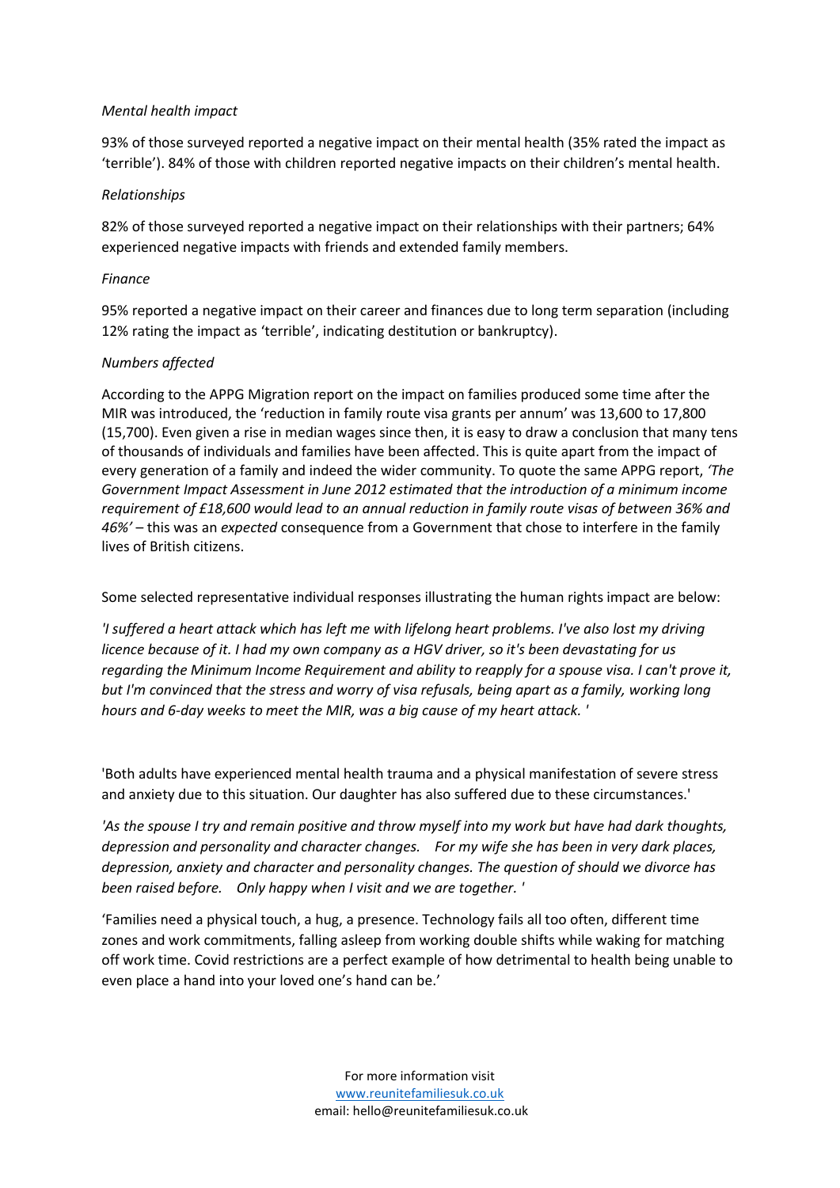*Mental health impact*

93% of those surveyed reported a negative impact on their mental health (35% rated the impact as 'terrible'). 84% of those with children reported negative impacts on their children's mental health.

*Relationships*

82% of those surveyed reported a negative impact on their relationships with their partners; 64% experienced negative impacts with friends and extended family members.

*Finance*

95% reported a negative impact on their career and finances due to long term separation (including 12% rating the impact as 'terrible', indicating destitution or bankruptcy).

*Numbers affected*

According to the APPG Migration report on the impact on families produced some time after the MIR was introduced, the 'reduction in family route visa grants per annum' was 13,600 to 17,800 (15,700). Even given a rise in median wages since then, it is easy to draw a conclusion that many tens of thousands of individuals and families have been affected. This is quite apart from the impact of every generation of a family and indeed the wider community. To quote the same APPG report, *'The Government Impact Assessment in June 2012 estimated that the introduction of a minimum income requirement of £18,600 would lead to an annual reduction in family route visas of between 36% and 46%'* – this was an *expected* consequence from a Government that chose to interfere in the family lives of British citizens.

Some selected representative individual responses illustrating the human rights impact are below:

*'I suffered a heart attack which has left me with lifelong heart problems. I've also lost my driving licence because of it. I had my own company as a HGV driver, so it's been devastating for us regarding the Minimum Income Requirement and ability to reapply for a spouse visa. I can't prove it, but I'm convinced that the stress and worry of visa refusals, being apart as a family, working long hours and 6-day weeks to meet the MIR, was a big cause of my heart attack. '*

'Both adults have experienced mental health trauma and a physical manifestation of severe stress and anxiety due to this situation. Our daughter has also suffered due to these circumstances.'

*'As the spouse I try and remain positive and throw myself into my work but have had dark thoughts, depression and personality and character changes. For my wife she has been in very dark places, depression, anxiety and character and personality changes. The question of should we divorce has been raised before. Only happy when I visit and we are together. '*

'Families need a physical touch, a hug, a presence. Technology fails all too often, different time zones and work commitments, falling asleep from working double shifts while waking for matching off work time. Covid restrictions are a perfect example of how detrimental to health being unable to even place a hand into your loved one's hand can be.'

For more information visit
www.reunitefamiliesuk.co.uk
email: hello@reunitefamiliesuk.co.uk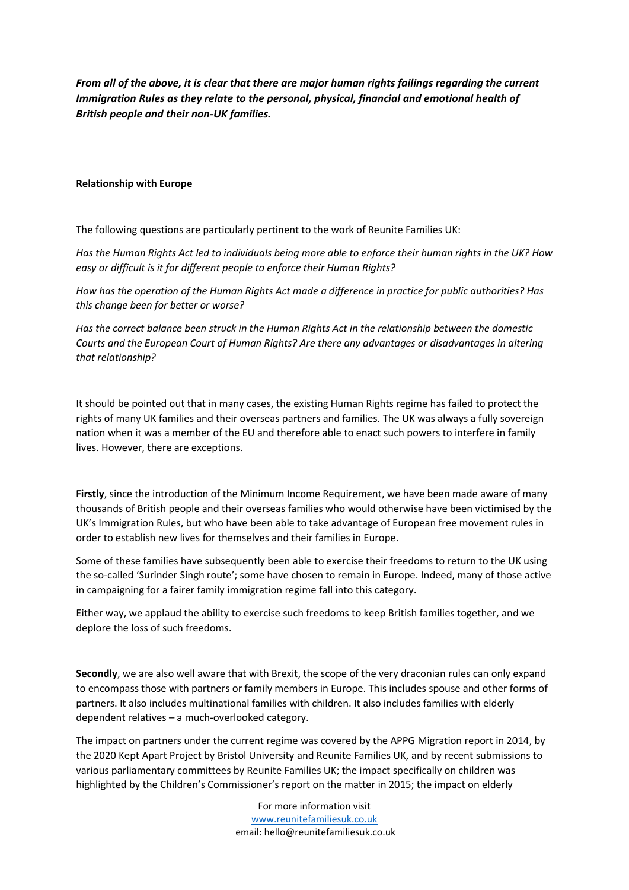***From all of the above, it is clear that there are major human rights failings regarding the current Immigration Rules as they relate to the personal, physical, financial and emotional health of British people and their non-UK families.***

**Relationship with Europe**

The following questions are particularly pertinent to the work of Reunite Families UK:

*Has the Human Rights Act led to individuals being more able to enforce their human rights in the UK? How easy or difficult is it for different people to enforce their Human Rights?*

*How has the operation of the Human Rights Act made a difference in practice for public authorities? Has this change been for better or worse?*

*Has the correct balance been struck in the Human Rights Act in the relationship between the domestic Courts and the European Court of Human Rights? Are there any advantages or disadvantages in altering that relationship?*

It should be pointed out that in many cases, the existing Human Rights regime has failed to protect the rights of many UK families and their overseas partners and families. The UK was always a fully sovereign nation when it was a member of the EU and therefore able to enact such powers to interfere in family lives. However, there are exceptions.

**Firstly**, since the introduction of the Minimum Income Requirement, we have been made aware of many thousands of British people and their overseas families who would otherwise have been victimised by the UK's Immigration Rules, but who have been able to take advantage of European free movement rules in order to establish new lives for themselves and their families in Europe.

Some of these families have subsequently been able to exercise their freedoms to return to the UK using the so-called 'Surinder Singh route'; some have chosen to remain in Europe. Indeed, many of those active in campaigning for a fairer family immigration regime fall into this category.

Either way, we applaud the ability to exercise such freedoms to keep British families together, and we deplore the loss of such freedoms.

**Secondly**, we are also well aware that with Brexit, the scope of the very draconian rules can only expand to encompass those with partners or family members in Europe. This includes spouse and other forms of partners. It also includes multinational families with children. It also includes families with elderly dependent relatives – a much-overlooked category.

The impact on partners under the current regime was covered by the APPG Migration report in 2014, by the 2020 Kept Apart Project by Bristol University and Reunite Families UK, and by recent submissions to various parliamentary committees by Reunite Families UK; the impact specifically on children was highlighted by the Children's Commissioner's report on the matter in 2015; the impact on elderly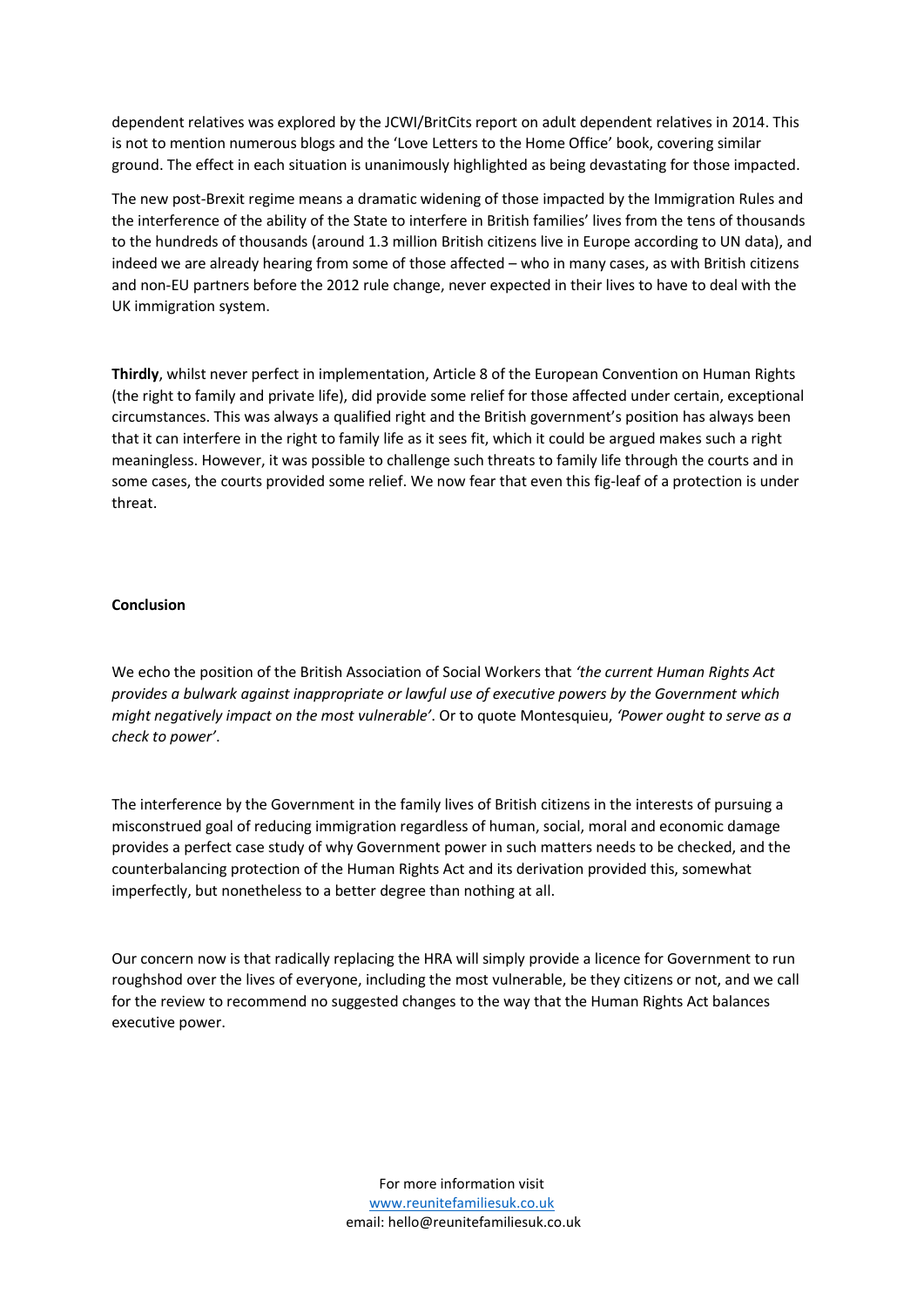dependent relatives was explored by the JCWI/BritCits report on adult dependent relatives in 2014. This is not to mention numerous blogs and the 'Love Letters to the Home Office' book, covering similar ground. The effect in each situation is unanimously highlighted as being devastating for those impacted.

The new post-Brexit regime means a dramatic widening of those impacted by the Immigration Rules and the interference of the ability of the State to interfere in British families' lives from the tens of thousands to the hundreds of thousands (around 1.3 million British citizens live in Europe according to UN data), and indeed we are already hearing from some of those affected – who in many cases, as with British citizens and non-EU partners before the 2012 rule change, never expected in their lives to have to deal with the UK immigration system.

**Thirdly**, whilst never perfect in implementation, Article 8 of the European Convention on Human Rights (the right to family and private life), did provide some relief for those affected under certain, exceptional circumstances. This was always a qualified right and the British government's position has always been that it can interfere in the right to family life as it sees fit, which it could be argued makes such a right meaningless. However, it was possible to challenge such threats to family life through the courts and in some cases, the courts provided some relief. We now fear that even this fig-leaf of a protection is under threat.

**Conclusion**

We echo the position of the British Association of Social Workers that *'the current Human Rights Act provides a bulwark against inappropriate or lawful use of executive powers by the Government which might negatively impact on the most vulnerable'*. Or to quote Montesquieu, *'Power ought to serve as a check to power'*.

The interference by the Government in the family lives of British citizens in the interests of pursuing a misconstrued goal of reducing immigration regardless of human, social, moral and economic damage provides a perfect case study of why Government power in such matters needs to be checked, and the counterbalancing protection of the Human Rights Act and its derivation provided this, somewhat imperfectly, but nonetheless to a better degree than nothing at all.

Our concern now is that radically replacing the HRA will simply provide a licence for Government to run roughshod over the lives of everyone, including the most vulnerable, be they citizens or not, and we call for the review to recommend no suggested changes to the way that the Human Rights Act balances executive power.

For more information visit
www.reunitefamiliesuk.co.uk
email: hello@reunitefamiliesuk.co.uk